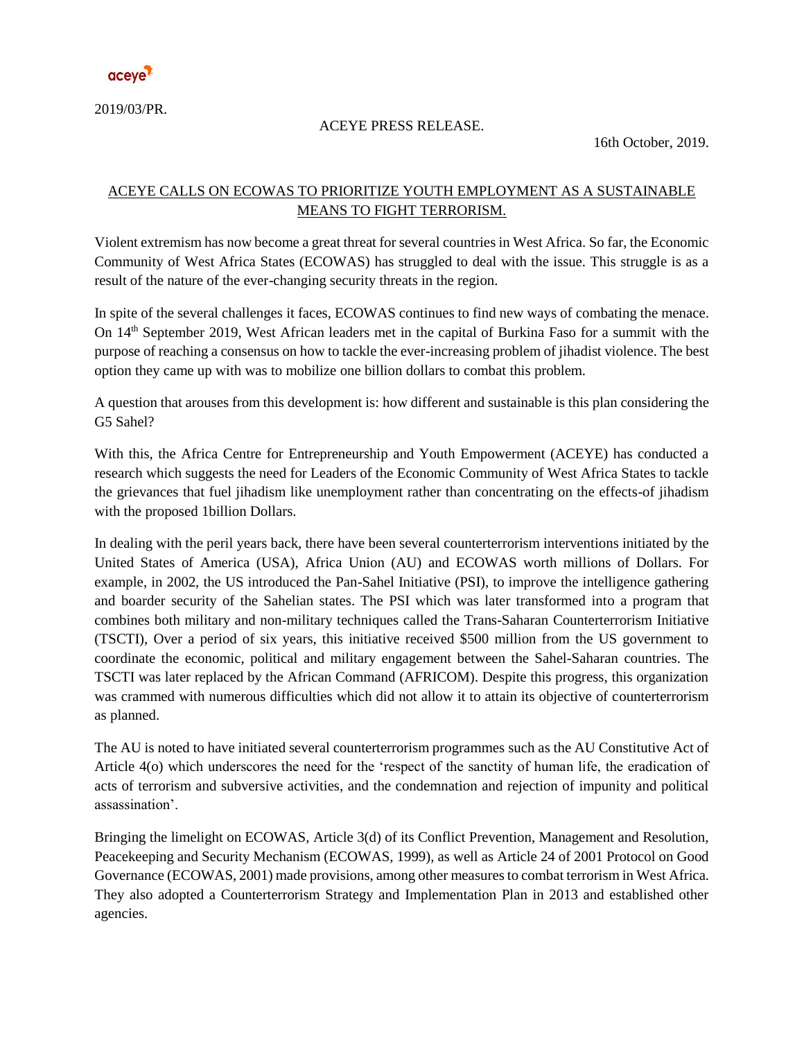aceye

2019/03/PR.

ACEYE PRESS RELEASE.

16th October, 2019.

## ACEYE CALLS ON ECOWAS TO PRIORITIZE YOUTH EMPLOYMENT AS A SUSTAINABLE MEANS TO FIGHT TERRORISM.

Violent extremism has now become a great threat for several countries in West Africa. So far, the Economic Community of West Africa States (ECOWAS) has struggled to deal with the issue. This struggle is as a result of the nature of the ever-changing security threats in the region.

In spite of the several challenges it faces, ECOWAS continues to find new ways of combating the menace. On 14th September 2019, West African leaders met in the capital of Burkina Faso for a summit with the purpose of reaching a consensus on how to tackle the ever-increasing problem of jihadist violence. The best option they came up with was to mobilize one billion dollars to combat this problem.

A question that arouses from this development is: how different and sustainable is this plan considering the G5 Sahel?

With this, the Africa Centre for Entrepreneurship and Youth Empowerment (ACEYE) has conducted a research which suggests the need for Leaders of the Economic Community of West Africa States to tackle the grievances that fuel jihadism like unemployment rather than concentrating on the effects-of jihadism with the proposed 1billion Dollars.

In dealing with the peril years back, there have been several counterterrorism interventions initiated by the United States of America (USA), Africa Union (AU) and ECOWAS worth millions of Dollars. For example, in 2002, the US introduced the Pan-Sahel Initiative (PSI), to improve the intelligence gathering and boarder security of the Sahelian states. The PSI which was later transformed into a program that combines both military and non-military techniques called the Trans-Saharan Counterterrorism Initiative (TSCTI), Over a period of six years, this initiative received $500 million from the US government to coordinate the economic, political and military engagement between the Sahel-Saharan countries. The TSCTI was later replaced by the African Command (AFRICOM). Despite this progress, this organization was crammed with numerous difficulties which did not allow it to attain its objective of counterterrorism as planned.

The AU is noted to have initiated several counterterrorism programmes such as the AU Constitutive Act of Article 4(o) which underscores the need for the 'respect of the sanctity of human life, the eradication of acts of terrorism and subversive activities, and the condemnation and rejection of impunity and political assassination'.

Bringing the limelight on ECOWAS, Article 3(d) of its Conflict Prevention, Management and Resolution, Peacekeeping and Security Mechanism (ECOWAS, 1999), as well as Article 24 of 2001 Protocol on Good Governance (ECOWAS, 2001) made provisions, among other measures to combat terrorism in West Africa. They also adopted a Counterterrorism Strategy and Implementation Plan in 2013 and established other agencies.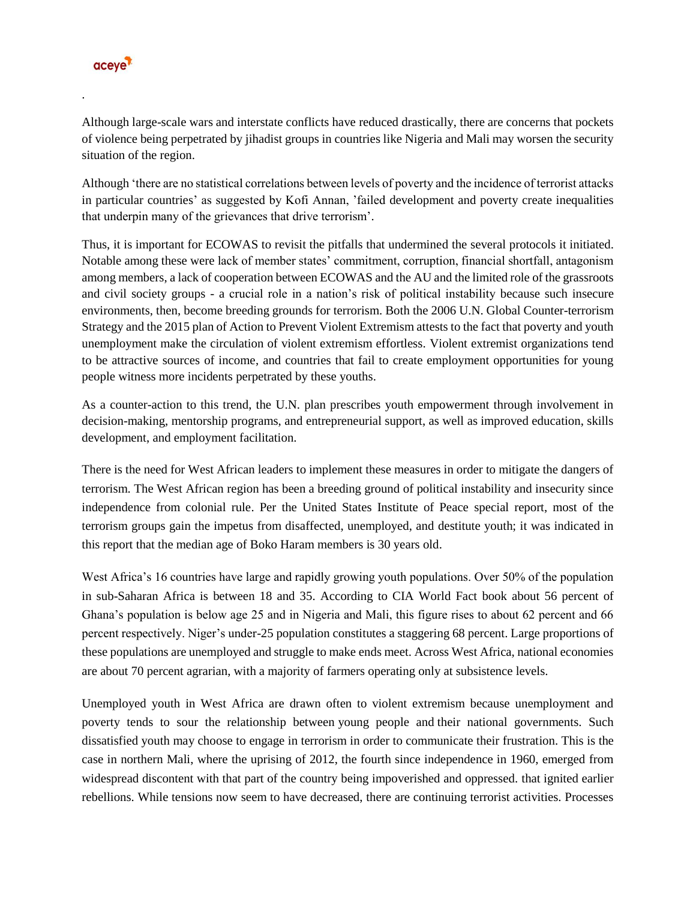.

Although large-scale wars and interstate conflicts have reduced drastically, there are concerns that pockets of violence being perpetrated by jihadist groups in countries like Nigeria and Mali may worsen the security situation of the region.

Although 'there are no statistical correlations between levels of poverty and the incidence of terrorist attacks in particular countries' as suggested by Kofi Annan, 'failed development and poverty create inequalities that underpin many of the grievances that drive terrorism'.

Thus, it is important for ECOWAS to revisit the pitfalls that undermined the several protocols it initiated. Notable among these were lack of member states' commitment, corruption, financial shortfall, antagonism among members, a lack of cooperation between ECOWAS and the AU and the limited role of the grassroots and civil society groups - a crucial role in a nation's risk of political instability because such insecure environments, then, become breeding grounds for terrorism. Both the 2006 U.N. Global Counter-terrorism Strategy and the 2015 plan of Action to Prevent Violent Extremism attests to the fact that poverty and youth unemployment make the circulation of violent extremism effortless. Violent extremist organizations tend to be attractive sources of income, and countries that fail to create employment opportunities for young people witness more incidents perpetrated by these youths.

As a counter-action to this trend, the U.N. plan prescribes youth empowerment through involvement in decision-making, mentorship programs, and entrepreneurial support, as well as improved education, skills development, and employment facilitation.

There is the need for West African leaders to implement these measures in order to mitigate the dangers of terrorism. The West African region has been a breeding ground of political instability and insecurity since independence from colonial rule. Per the United States Institute of Peace special report, most of the terrorism groups gain the impetus from disaffected, unemployed, and destitute youth; it was indicated in this report that the median age of Boko Haram members is 30 years old.

West Africa's 16 countries have large and rapidly growing youth populations. Over 50% of the population in sub-Saharan Africa is between 18 and 35. According to CIA World Fact book about 56 percent of Ghana's population is below age 25 and in Nigeria and Mali, this figure rises to about 62 percent and 66 percent respectively. Niger's under-25 population constitutes a staggering 68 percent. Large proportions of these populations are unemployed and struggle to make ends meet. Across West Africa, national economies are about 70 percent agrarian, with a majority of farmers operating only at subsistence levels.

Unemployed youth in West Africa are drawn often to violent extremism because unemployment and poverty tends to sour the relationship between young people and their national governments. Such dissatisfied youth may choose to engage in terrorism in order to communicate their frustration. This is the case in northern Mali, where the uprising of 2012, the fourth since independence in 1960, emerged from widespread discontent with that part of the country being impoverished and oppressed. that ignited earlier rebellions. While tensions now seem to have decreased, there are continuing terrorist activities. Processes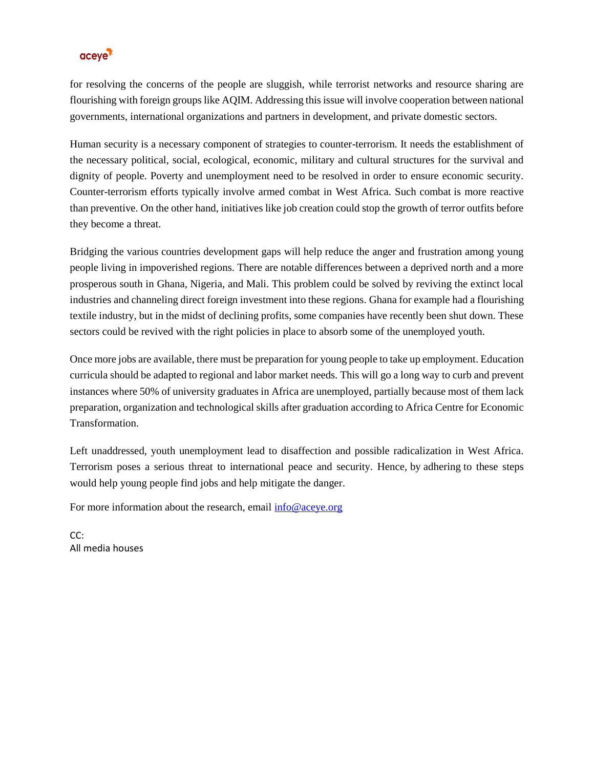for resolving the concerns of the people are sluggish, while terrorist networks and resource sharing are flourishing with foreign groups like AQIM. Addressing this issue will involve cooperation between national governments, international organizations and partners in development, and private domestic sectors.

Human security is a necessary component of strategies to counter-terrorism. It needs the establishment of the necessary political, social, ecological, economic, military and cultural structures for the survival and dignity of people. Poverty and unemployment need to be resolved in order to ensure economic security. Counter-terrorism efforts typically involve armed combat in West Africa. Such combat is more reactive than preventive. On the other hand, initiatives like job creation could stop the growth of terror outfits before they become a threat.

Bridging the various countries development gaps will help reduce the anger and frustration among young people living in impoverished regions. There are notable differences between a deprived north and a more prosperous south in Ghana, Nigeria, and Mali. This problem could be solved by reviving the extinct local industries and channeling direct foreign investment into these regions. Ghana for example had a flourishing textile industry, but in the midst of declining profits, some companies have recently been shut down. These sectors could be revived with the right policies in place to absorb some of the unemployed youth.

Once more jobs are available, there must be preparation for young people to take up employment. Education curricula should be adapted to regional and labor market needs. This will go a long way to curb and prevent instances where 50% of university graduates in Africa are unemployed, partially because most of them lack preparation, organization and technological skills after graduation according to Africa Centre for Economic Transformation.

Left unaddressed, youth unemployment lead to disaffection and possible radicalization in West Africa. Terrorism poses a serious threat to international peace and security. Hence, by adhering to these steps would help young people find jobs and help mitigate the danger.

For more information about the research, email info@aceye.org

CC:
All media houses